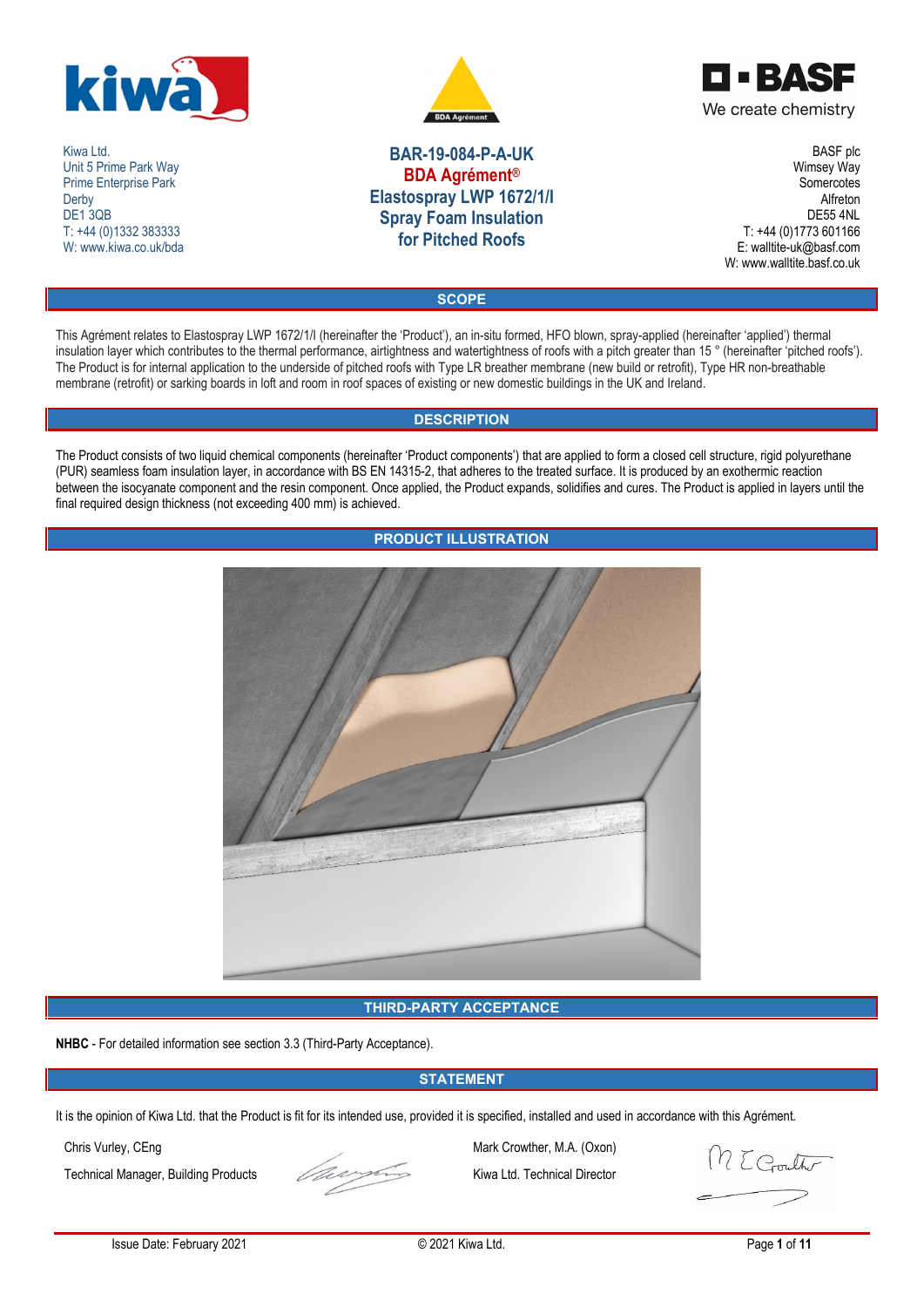Kiwa Ltd.
Unit 5 Prime Park Way
Prime Enterprise Park
Derby
DE1 3QB
T: +44 (0)1332 383333
W: www.kiwa.co.uk/bda

# BAR-19-084-P-A-UK
# BDA Agrément®
# Elastospray LWP 1672/1/I Spray Foam Insulation for Pitched Roofs

BASF plc
Wimsey Way
Somercotes
Alfreton
DE55 4NL
T: +44 (0)1773 601166
E: walltite-uk@basf.com
W: www.walltite.basf.co.uk

## SCOPE

This Agrément relates to Elastospray LWP 1672/1/I (hereinafter the 'Product'), an in-situ formed, HFO blown, spray-applied (hereinafter 'applied') thermal insulation layer which contributes to the thermal performance, airtightness and watertightness of roofs with a pitch greater than 15 ° (hereinafter 'pitched roofs'). The Product is for internal application to the underside of pitched roofs with Type LR breather membrane (new build or retrofit), Type HR non-breathable membrane (retrofit) or sarking boards in loft and room in roof spaces of existing or new domestic buildings in the UK and Ireland.

## DESCRIPTION

The Product consists of two liquid chemical components (hereinafter 'Product components') that are applied to form a closed cell structure, rigid polyurethane (PUR) seamless foam insulation layer, in accordance with BS EN 14315-2, that adheres to the treated surface. It is produced by an exothermic reaction between the isocyanate component and the resin component. Once applied, the Product expands, solidifies and cures. The Product is applied in layers until the final required design thickness (not exceeding 400 mm) is achieved.

## PRODUCT ILLUSTRATION

## THIRD-PARTY ACCEPTANCE

**NHBC** - For detailed information see section 3.3 (Third-Party Acceptance).

## STATEMENT

It is the opinion of Kiwa Ltd. that the Product is fit for its intended use, provided it is specified, installed and used in accordance with this Agrément.

Chris Vurley, CEng
Technical Manager, Building Products

Mark Crowther, M.A. (Oxon)
Kiwa Ltd. Technical Director

Issue Date: February 2021

© 2021 Kiwa Ltd.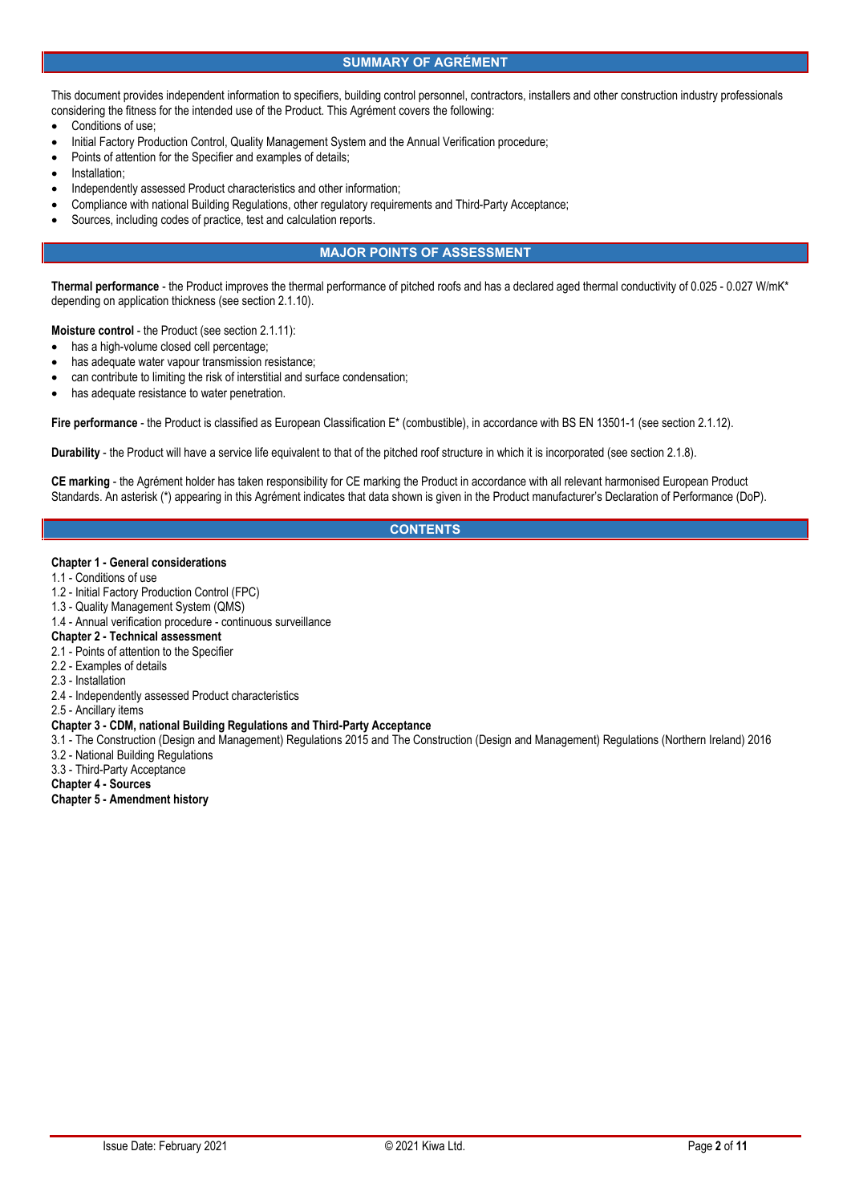## SUMMARY OF AGRÉMENT

This document provides independent information to specifiers, building control personnel, contractors, installers and other construction industry professionals considering the fitness for the intended use of the Product. This Agrément covers the following:

- Conditions of use;
- Initial Factory Production Control, Quality Management System and the Annual Verification procedure;
- Points of attention for the Specifier and examples of details;
- Installation;
- Independently assessed Product characteristics and other information;
- Compliance with national Building Regulations, other regulatory requirements and Third-Party Acceptance;
- Sources, including codes of practice, test and calculation reports.

## MAJOR POINTS OF ASSESSMENT

**Thermal performance** - the Product improves the thermal performance of pitched roofs and has a declared aged thermal conductivity of 0.025 - 0.027 W/mK* depending on application thickness (see section 2.1.10).

**Moisture control** - the Product (see section 2.1.11):

- has a high-volume closed cell percentage;
- has adequate water vapour transmission resistance;
- can contribute to limiting the risk of interstitial and surface condensation;
- has adequate resistance to water penetration.

**Fire performance** - the Product is classified as European Classification E* (combustible), in accordance with BS EN 13501-1 (see section 2.1.12).

**Durability** - the Product will have a service life equivalent to that of the pitched roof structure in which it is incorporated (see section 2.1.8).

**CE marking** - the Agrément holder has taken responsibility for CE marking the Product in accordance with all relevant harmonised European Product Standards. An asterisk (*) appearing in this Agrément indicates that data shown is given in the Product manufacturer's Declaration of Performance (DoP).

## CONTENTS

**Chapter 1 - General considerations**
1.1 - Conditions of use
1.2 - Initial Factory Production Control (FPC)
1.3 - Quality Management System (QMS)
1.4 - Annual verification procedure - continuous surveillance
**Chapter 2 - Technical assessment**
2.1 - Points of attention to the Specifier
2.2 - Examples of details
2.3 - Installation
2.4 - Independently assessed Product characteristics
2.5 - Ancillary items
**Chapter 3 - CDM, national Building Regulations and Third-Party Acceptance**
3.1 - The Construction (Design and Management) Regulations 2015 and The Construction (Design and Management) Regulations (Northern Ireland) 2016
3.2 - National Building Regulations
3.3 - Third-Party Acceptance
**Chapter 4 - Sources**
**Chapter 5 - Amendment history**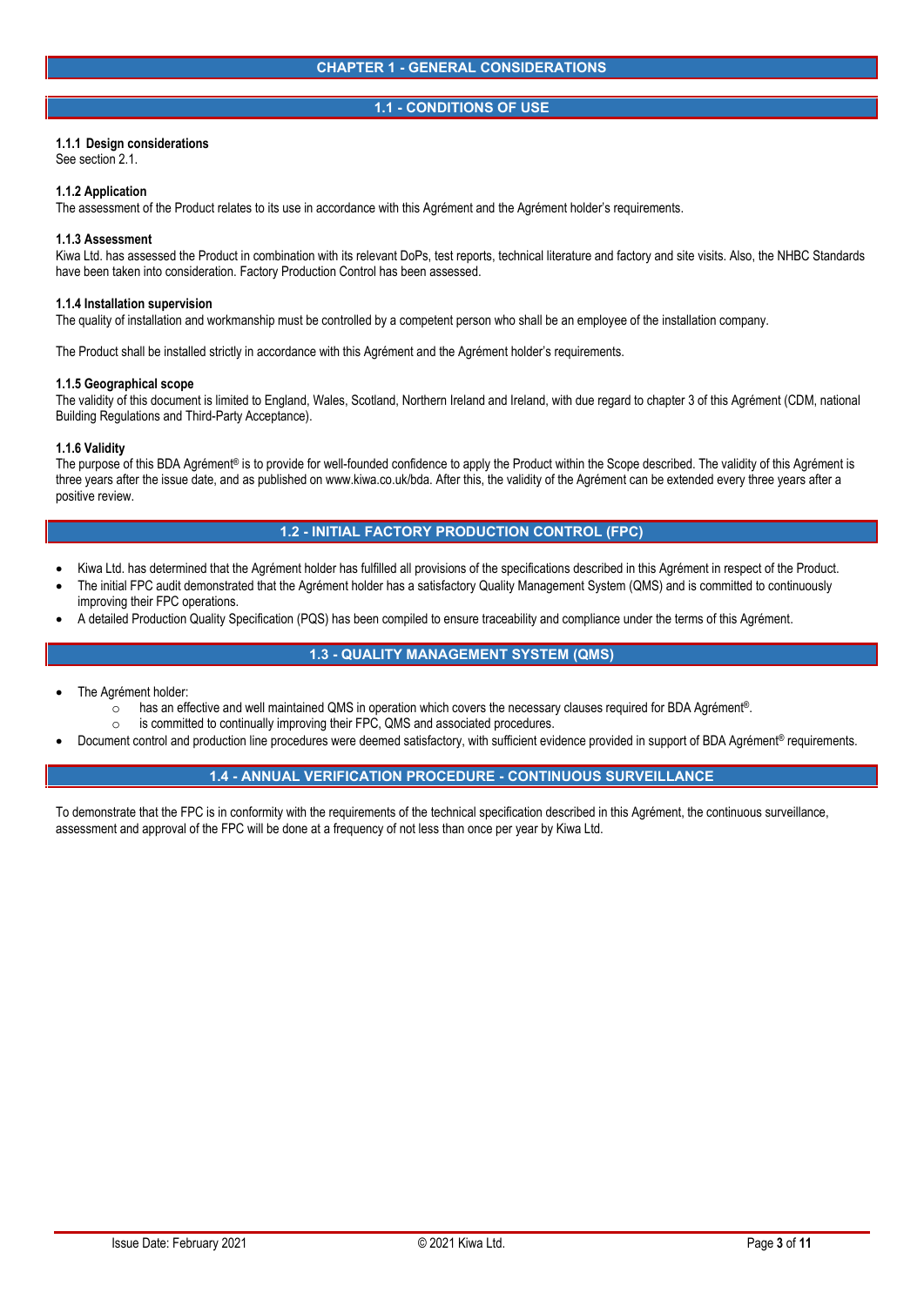# CHAPTER 1 - GENERAL CONSIDERATIONS

## 1.1 - CONDITIONS OF USE

**1.1.1 Design considerations**
See section 2.1.

**1.1.2 Application**
The assessment of the Product relates to its use in accordance with this Agrément and the Agrément holder's requirements.

**1.1.3 Assessment**
Kiwa Ltd. has assessed the Product in combination with its relevant DoPs, test reports, technical literature and factory and site visits. Also, the NHBC Standards have been taken into consideration. Factory Production Control has been assessed.

**1.1.4 Installation supervision**
The quality of installation and workmanship must be controlled by a competent person who shall be an employee of the installation company.

The Product shall be installed strictly in accordance with this Agrément and the Agrément holder's requirements.

**1.1.5 Geographical scope**
The validity of this document is limited to England, Wales, Scotland, Northern Ireland and Ireland, with due regard to chapter 3 of this Agrément (CDM, national Building Regulations and Third-Party Acceptance).

**1.1.6 Validity**
The purpose of this BDA Agrément® is to provide for well-founded confidence to apply the Product within the Scope described. The validity of this Agrément is three years after the issue date, and as published on www.kiwa.co.uk/bda. After this, the validity of the Agrément can be extended every three years after a positive review.

## 1.2 - INITIAL FACTORY PRODUCTION CONTROL (FPC)

- Kiwa Ltd. has determined that the Agrément holder has fulfilled all provisions of the specifications described in this Agrément in respect of the Product.
- The initial FPC audit demonstrated that the Agrément holder has a satisfactory Quality Management System (QMS) and is committed to continuously improving their FPC operations.
- A detailed Production Quality Specification (PQS) has been compiled to ensure traceability and compliance under the terms of this Agrément.

## 1.3 - QUALITY MANAGEMENT SYSTEM (QMS)

- The Agrément holder:
  - has an effective and well maintained QMS in operation which covers the necessary clauses required for BDA Agrément®.
  - is committed to continually improving their FPC, QMS and associated procedures.
- Document control and production line procedures were deemed satisfactory, with sufficient evidence provided in support of BDA Agrément® requirements.

## 1.4 - ANNUAL VERIFICATION PROCEDURE - CONTINUOUS SURVEILLANCE

To demonstrate that the FPC is in conformity with the requirements of the technical specification described in this Agrément, the continuous surveillance, assessment and approval of the FPC will be done at a frequency of not less than once per year by Kiwa Ltd.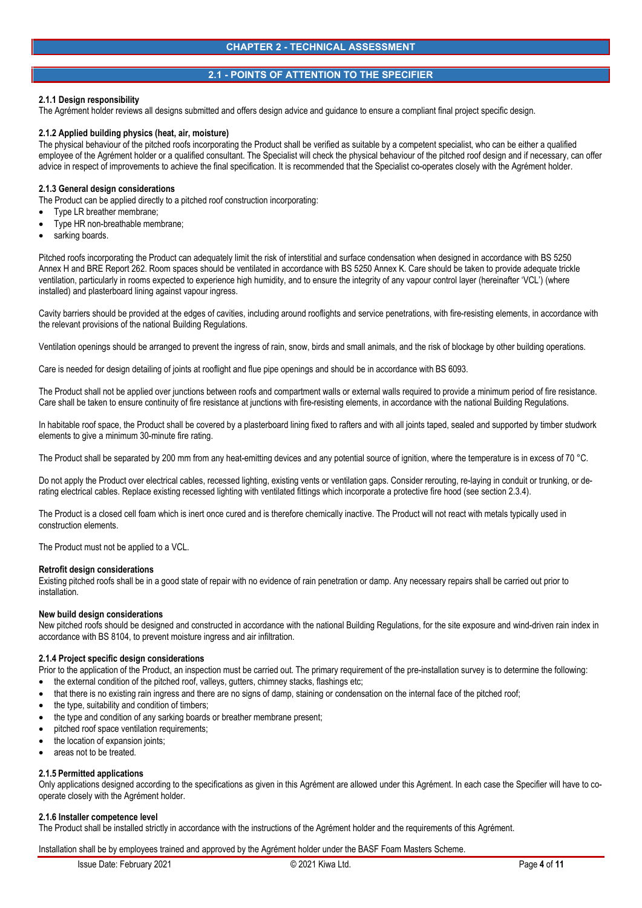# CHAPTER 2 - TECHNICAL ASSESSMENT

## 2.1 - POINTS OF ATTENTION TO THE SPECIFIER

**2.1.1 Design responsibility**
The Agrément holder reviews all designs submitted and offers design advice and guidance to ensure a compliant final project specific design.

**2.1.2 Applied building physics (heat, air, moisture)**
The physical behaviour of the pitched roofs incorporating the Product shall be verified as suitable by a competent specialist, who can be either a qualified employee of the Agrément holder or a qualified consultant. The Specialist will check the physical behaviour of the pitched roof design and if necessary, can offer advice in respect of improvements to achieve the final specification. It is recommended that the Specialist co-operates closely with the Agrément holder.

**2.1.3 General design considerations**
The Product can be applied directly to a pitched roof construction incorporating:

- Type LR breather membrane;
- Type HR non-breathable membrane;
- sarking boards.

Pitched roofs incorporating the Product can adequately limit the risk of interstitial and surface condensation when designed in accordance with BS 5250 Annex H and BRE Report 262. Room spaces should be ventilated in accordance with BS 5250 Annex K. Care should be taken to provide adequate trickle ventilation, particularly in rooms expected to experience high humidity, and to ensure the integrity of any vapour control layer (hereinafter 'VCL') (where installed) and plasterboard lining against vapour ingress.

Cavity barriers should be provided at the edges of cavities, including around rooflights and service penetrations, with fire-resisting elements, in accordance with the relevant provisions of the national Building Regulations.

Ventilation openings should be arranged to prevent the ingress of rain, snow, birds and small animals, and the risk of blockage by other building operations.

Care is needed for design detailing of joints at rooflight and flue pipe openings and should be in accordance with BS 6093.

The Product shall not be applied over junctions between roofs and compartment walls or external walls required to provide a minimum period of fire resistance. Care shall be taken to ensure continuity of fire resistance at junctions with fire-resisting elements, in accordance with the national Building Regulations.

In habitable roof space, the Product shall be covered by a plasterboard lining fixed to rafters and with all joints taped, sealed and supported by timber studwork elements to give a minimum 30-minute fire rating.

The Product shall be separated by 200 mm from any heat-emitting devices and any potential source of ignition, where the temperature is in excess of 70 °C.

Do not apply the Product over electrical cables, recessed lighting, existing vents or ventilation gaps. Consider rerouting, re-laying in conduit or trunking, or de-rating electrical cables. Replace existing recessed lighting with ventilated fittings which incorporate a protective fire hood (see section 2.3.4).

The Product is a closed cell foam which is inert once cured and is therefore chemically inactive. The Product will not react with metals typically used in construction elements.

The Product must not be applied to a VCL.

**Retrofit design considerations**
Existing pitched roofs shall be in a good state of repair with no evidence of rain penetration or damp. Any necessary repairs shall be carried out prior to installation.

**New build design considerations**
New pitched roofs should be designed and constructed in accordance with the national Building Regulations, for the site exposure and wind-driven rain index in accordance with BS 8104, to prevent moisture ingress and air infiltration.

**2.1.4 Project specific design considerations**
Prior to the application of the Product, an inspection must be carried out. The primary requirement of the pre-installation survey is to determine the following:

- the external condition of the pitched roof, valleys, gutters, chimney stacks, flashings etc;
- that there is no existing rain ingress and there are no signs of damp, staining or condensation on the internal face of the pitched roof;
- the type, suitability and condition of timbers;
- the type and condition of any sarking boards or breather membrane present;
- pitched roof space ventilation requirements;
- the location of expansion joints;
- areas not to be treated.

**2.1.5 Permitted applications**
Only applications designed according to the specifications as given in this Agrément are allowed under this Agrément. In each case the Specifier will have to co-operate closely with the Agrément holder.

**2.1.6 Installer competence level**
The Product shall be installed strictly in accordance with the instructions of the Agrément holder and the requirements of this Agrément.

Installation shall be by employees trained and approved by the Agrément holder under the BASF Foam Masters Scheme.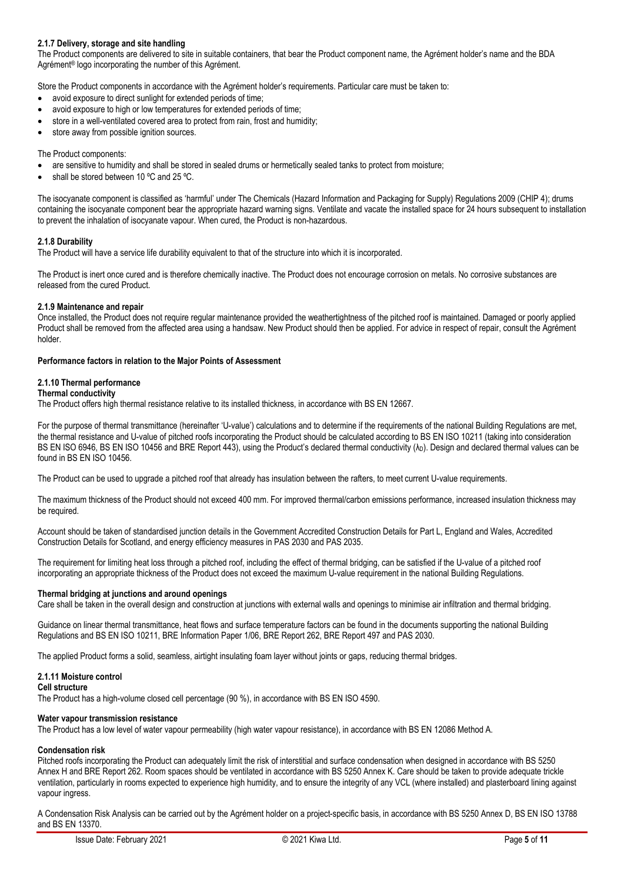#### 2.1.7 Delivery, storage and site handling

The Product components are delivered to site in suitable containers, that bear the Product component name, the Agrément holder's name and the BDA Agrément® logo incorporating the number of this Agrément.

Store the Product components in accordance with the Agrément holder's requirements. Particular care must be taken to:

- avoid exposure to direct sunlight for extended periods of time;
- avoid exposure to high or low temperatures for extended periods of time;
- store in a well-ventilated covered area to protect from rain, frost and humidity;
- store away from possible ignition sources.

The Product components:

- are sensitive to humidity and shall be stored in sealed drums or hermetically sealed tanks to protect from moisture;
- shall be stored between 10 ºC and 25 ºC.

The isocyanate component is classified as 'harmful' under The Chemicals (Hazard Information and Packaging for Supply) Regulations 2009 (CHIP 4); drums containing the isocyanate component bear the appropriate hazard warning signs. Ventilate and vacate the installed space for 24 hours subsequent to installation to prevent the inhalation of isocyanate vapour. When cured, the Product is non-hazardous.

#### 2.1.8 Durability

The Product will have a service life durability equivalent to that of the structure into which it is incorporated.

The Product is inert once cured and is therefore chemically inactive. The Product does not encourage corrosion on metals. No corrosive substances are released from the cured Product.

#### 2.1.9 Maintenance and repair

Once installed, the Product does not require regular maintenance provided the weathertightness of the pitched roof is maintained. Damaged or poorly applied Product shall be removed from the affected area using a handsaw. New Product should then be applied. For advice in respect of repair, consult the Agrément holder.

**Performance factors in relation to the Major Points of Assessment**

#### 2.1.10 Thermal performance

**Thermal conductivity**

The Product offers high thermal resistance relative to its installed thickness, in accordance with BS EN 12667.

For the purpose of thermal transmittance (hereinafter 'U-value') calculations and to determine if the requirements of the national Building Regulations are met, the thermal resistance and U-value of pitched roofs incorporating the Product should be calculated according to BS EN ISO 10211 (taking into consideration BS EN ISO 6946, BS EN ISO 10456 and BRE Report 443), using the Product's declared thermal conductivity ($\lambda_D$). Design and declared thermal values can be found in BS EN ISO 10456.

The Product can be used to upgrade a pitched roof that already has insulation between the rafters, to meet current U-value requirements.

The maximum thickness of the Product should not exceed 400 mm. For improved thermal/carbon emissions performance, increased insulation thickness may be required.

Account should be taken of standardised junction details in the Government Accredited Construction Details for Part L, England and Wales, Accredited Construction Details for Scotland, and energy efficiency measures in PAS 2030 and PAS 2035.

The requirement for limiting heat loss through a pitched roof, including the effect of thermal bridging, can be satisfied if the U-value of a pitched roof incorporating an appropriate thickness of the Product does not exceed the maximum U-value requirement in the national Building Regulations.

**Thermal bridging at junctions and around openings**

Care shall be taken in the overall design and construction at junctions with external walls and openings to minimise air infiltration and thermal bridging.

Guidance on linear thermal transmittance, heat flows and surface temperature factors can be found in the documents supporting the national Building Regulations and BS EN ISO 10211, BRE Information Paper 1/06, BRE Report 262, BRE Report 497 and PAS 2030.

The applied Product forms a solid, seamless, airtight insulating foam layer without joints or gaps, reducing thermal bridges.

#### 2.1.11 Moisture control

**Cell structure**

The Product has a high-volume closed cell percentage (90 %), in accordance with BS EN ISO 4590.

**Water vapour transmission resistance**

The Product has a low level of water vapour permeability (high water vapour resistance), in accordance with BS EN 12086 Method A.

**Condensation risk**

Pitched roofs incorporating the Product can adequately limit the risk of interstitial and surface condensation when designed in accordance with BS 5250 Annex H and BRE Report 262. Room spaces should be ventilated in accordance with BS 5250 Annex K. Care should be taken to provide adequate trickle ventilation, particularly in rooms expected to experience high humidity, and to ensure the integrity of any VCL (where installed) and plasterboard lining against vapour ingress.

A Condensation Risk Analysis can be carried out by the Agrément holder on a project-specific basis, in accordance with BS 5250 Annex D, BS EN ISO 13788 and BS EN 13370.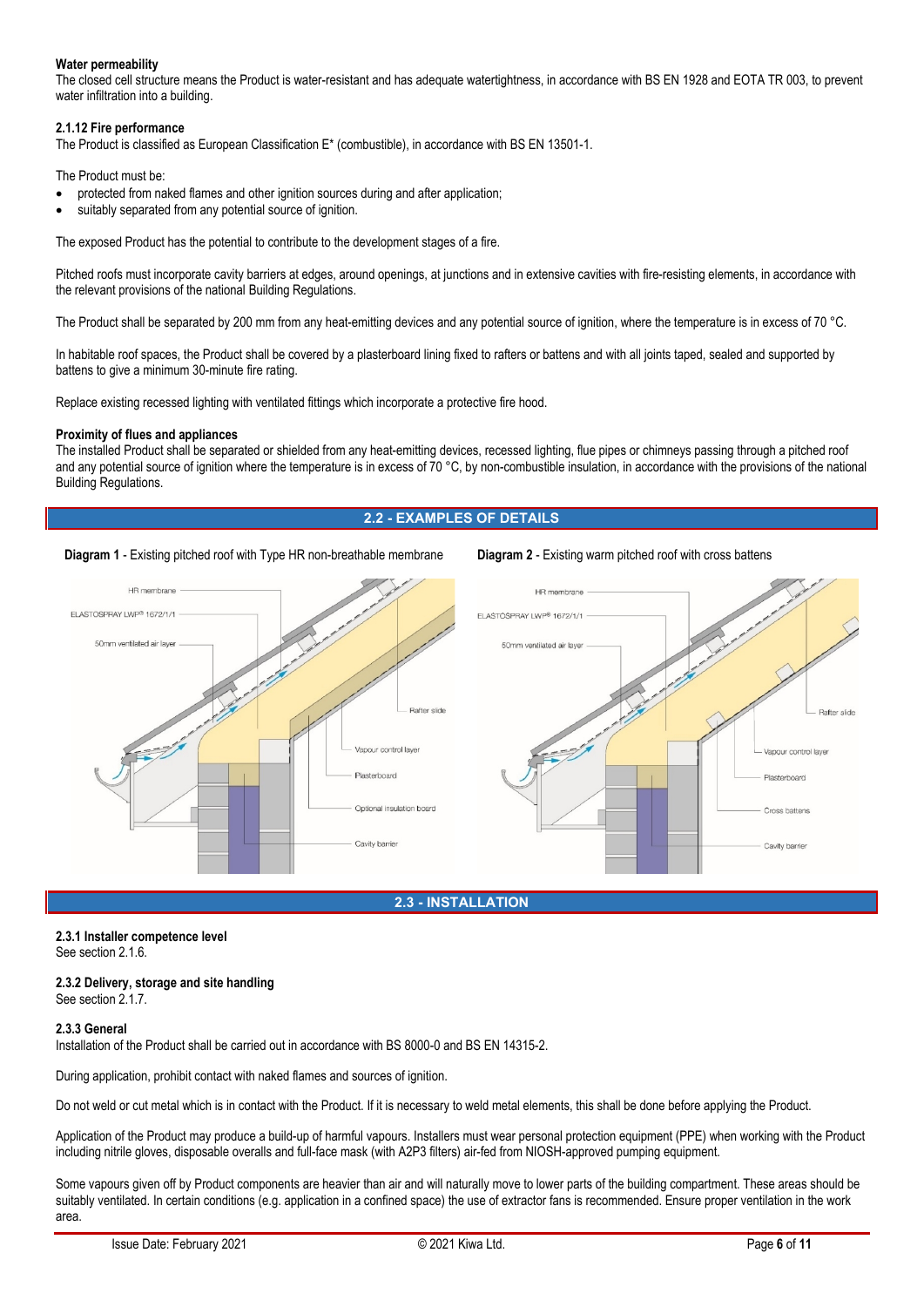**Water permeability**

The closed cell structure means the Product is water-resistant and has adequate watertightness, in accordance with BS EN 1928 and EOTA TR 003, to prevent water infiltration into a building.

### 2.1.12 Fire performance

The Product is classified as European Classification E* (combustible), in accordance with BS EN 13501-1.

The Product must be:

- protected from naked flames and other ignition sources during and after application;
- suitably separated from any potential source of ignition.

The exposed Product has the potential to contribute to the development stages of a fire.

Pitched roofs must incorporate cavity barriers at edges, around openings, at junctions and in extensive cavities with fire-resisting elements, in accordance with the relevant provisions of the national Building Regulations.

The Product shall be separated by 200 mm from any heat-emitting devices and any potential source of ignition, where the temperature is in excess of 70 °C.

In habitable roof spaces, the Product shall be covered by a plasterboard lining fixed to rafters or battens and with all joints taped, sealed and supported by battens to give a minimum 30-minute fire rating.

Replace existing recessed lighting with ventilated fittings which incorporate a protective fire hood.

**Proximity of flues and appliances**

The installed Product shall be separated or shielded from any heat-emitting devices, recessed lighting, flue pipes or chimneys passing through a pitched roof and any potential source of ignition where the temperature is in excess of 70 °C, by non-combustible insulation, in accordance with the provisions of the national Building Regulations.

## 2.2 - EXAMPLES OF DETAILS

**Diagram 1** - Existing pitched roof with Type HR non-breathable membrane

**Diagram 2** - Existing warm pitched roof with cross battens

## 2.3 - INSTALLATION

### 2.3.1 Installer competence level

See section 2.1.6.

### 2.3.2 Delivery, storage and site handling

See section 2.1.7.

### 2.3.3 General

Installation of the Product shall be carried out in accordance with BS 8000-0 and BS EN 14315-2.

During application, prohibit contact with naked flames and sources of ignition.

Do not weld or cut metal which is in contact with the Product. If it is necessary to weld metal elements, this shall be done before applying the Product.

Application of the Product may produce a build-up of harmful vapours. Installers must wear personal protection equipment (PPE) when working with the Product including nitrile gloves, disposable overalls and full-face mask (with A2P3 filters) air-fed from NIOSH-approved pumping equipment.

Some vapours given off by Product components are heavier than air and will naturally move to lower parts of the building compartment. These areas should be suitably ventilated. In certain conditions (e.g. application in a confined space) the use of extractor fans is recommended. Ensure proper ventilation in the work area.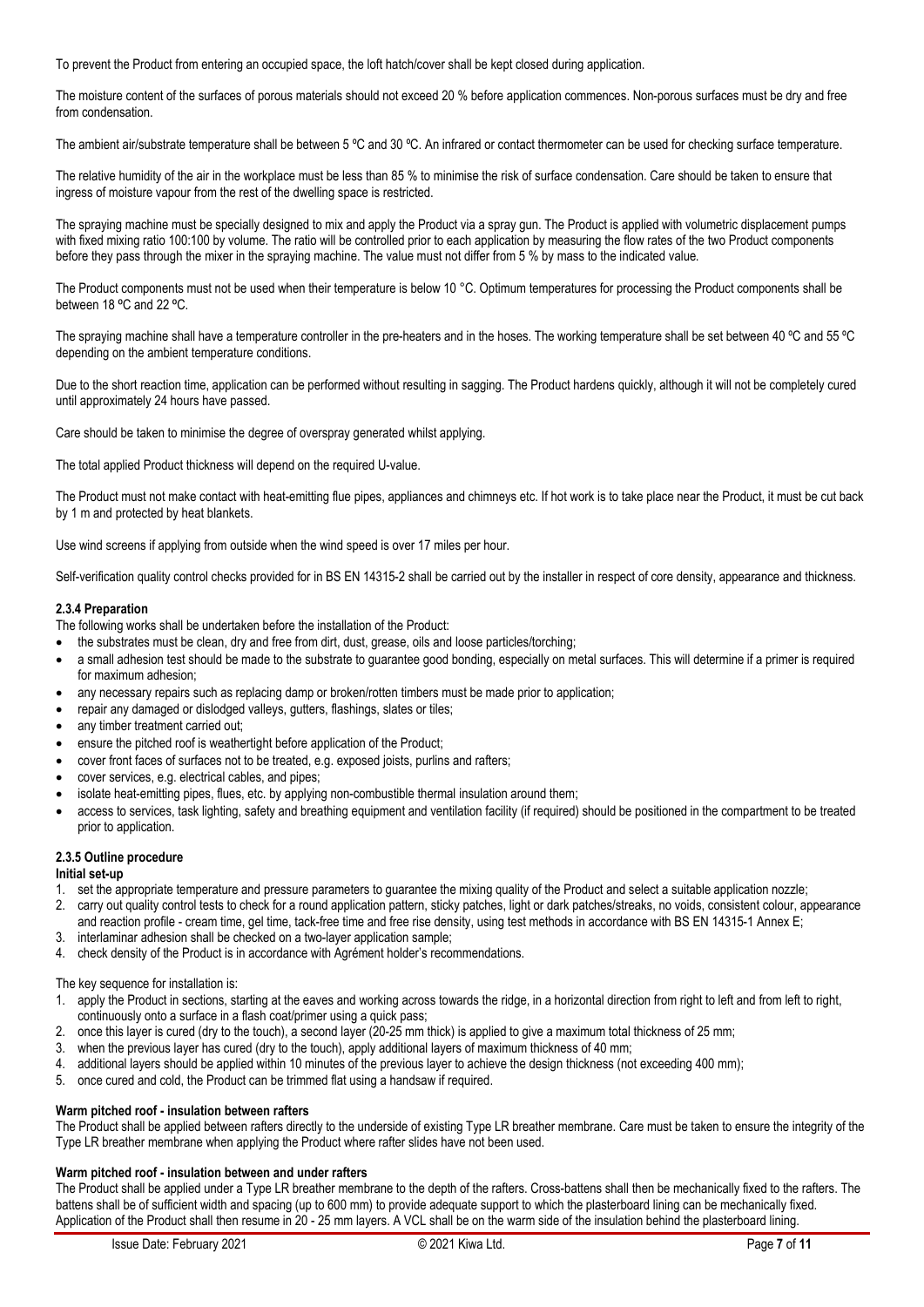To prevent the Product from entering an occupied space, the loft hatch/cover shall be kept closed during application.

The moisture content of the surfaces of porous materials should not exceed 20 % before application commences. Non-porous surfaces must be dry and free from condensation.

The ambient air/substrate temperature shall be between 5 ºC and 30 ºC. An infrared or contact thermometer can be used for checking surface temperature.

The relative humidity of the air in the workplace must be less than 85 % to minimise the risk of surface condensation. Care should be taken to ensure that ingress of moisture vapour from the rest of the dwelling space is restricted.

The spraying machine must be specially designed to mix and apply the Product via a spray gun. The Product is applied with volumetric displacement pumps with fixed mixing ratio 100:100 by volume. The ratio will be controlled prior to each application by measuring the flow rates of the two Product components before they pass through the mixer in the spraying machine. The value must not differ from 5 % by mass to the indicated value.

The Product components must not be used when their temperature is below 10 °C. Optimum temperatures for processing the Product components shall be between 18 ºC and 22 ºC.

The spraying machine shall have a temperature controller in the pre-heaters and in the hoses. The working temperature shall be set between 40 ºC and 55 ºC depending on the ambient temperature conditions.

Due to the short reaction time, application can be performed without resulting in sagging. The Product hardens quickly, although it will not be completely cured until approximately 24 hours have passed.

Care should be taken to minimise the degree of overspray generated whilst applying.

The total applied Product thickness will depend on the required U-value.

The Product must not make contact with heat-emitting flue pipes, appliances and chimneys etc. If hot work is to take place near the Product, it must be cut back by 1 m and protected by heat blankets.

Use wind screens if applying from outside when the wind speed is over 17 miles per hour.

Self-verification quality control checks provided for in BS EN 14315-2 shall be carried out by the installer in respect of core density, appearance and thickness.

#### 2.3.4 Preparation

The following works shall be undertaken before the installation of the Product:

- the substrates must be clean, dry and free from dirt, dust, grease, oils and loose particles/torching;
- a small adhesion test should be made to the substrate to guarantee good bonding, especially on metal surfaces. This will determine if a primer is required for maximum adhesion;
- any necessary repairs such as replacing damp or broken/rotten timbers must be made prior to application;
- repair any damaged or dislodged valleys, gutters, flashings, slates or tiles;
- any timber treatment carried out;
- ensure the pitched roof is weathertight before application of the Product;
- cover front faces of surfaces not to be treated, e.g. exposed joists, purlins and rafters;
- cover services, e.g. electrical cables, and pipes;
- isolate heat-emitting pipes, flues, etc. by applying non-combustible thermal insulation around them;
- access to services, task lighting, safety and breathing equipment and ventilation facility (if required) should be positioned in the compartment to be treated prior to application.

#### 2.3.5 Outline procedure

**Initial set-up**

1. set the appropriate temperature and pressure parameters to guarantee the mixing quality of the Product and select a suitable application nozzle;
2. carry out quality control tests to check for a round application pattern, sticky patches, light or dark patches/streaks, no voids, consistent colour, appearance and reaction profile - cream time, gel time, tack-free time and free rise density, using test methods in accordance with BS EN 14315-1 Annex E;
3. interlaminar adhesion shall be checked on a two-layer application sample;
4. check density of the Product is in accordance with Agrément holder's recommendations.

The key sequence for installation is:

1. apply the Product in sections, starting at the eaves and working across towards the ridge, in a horizontal direction from right to left and from left to right, continuously onto a surface in a flash coat/primer using a quick pass;
2. once this layer is cured (dry to the touch), a second layer (20-25 mm thick) is applied to give a maximum total thickness of 25 mm;
3. when the previous layer has cured (dry to the touch), apply additional layers of maximum thickness of 40 mm;
4. additional layers should be applied within 10 minutes of the previous layer to achieve the design thickness (not exceeding 400 mm);
5. once cured and cold, the Product can be trimmed flat using a handsaw if required.

**Warm pitched roof - insulation between rafters**

The Product shall be applied between rafters directly to the underside of existing Type LR breather membrane. Care must be taken to ensure the integrity of the Type LR breather membrane when applying the Product where rafter slides have not been used.

**Warm pitched roof - insulation between and under rafters**

The Product shall be applied under a Type LR breather membrane to the depth of the rafters. Cross-battens shall then be mechanically fixed to the rafters. The battens shall be of sufficient width and spacing (up to 600 mm) to provide adequate support to which the plasterboard lining can be mechanically fixed. Application of the Product shall then resume in 20 - 25 mm layers. A VCL shall be on the warm side of the insulation behind the plasterboard lining.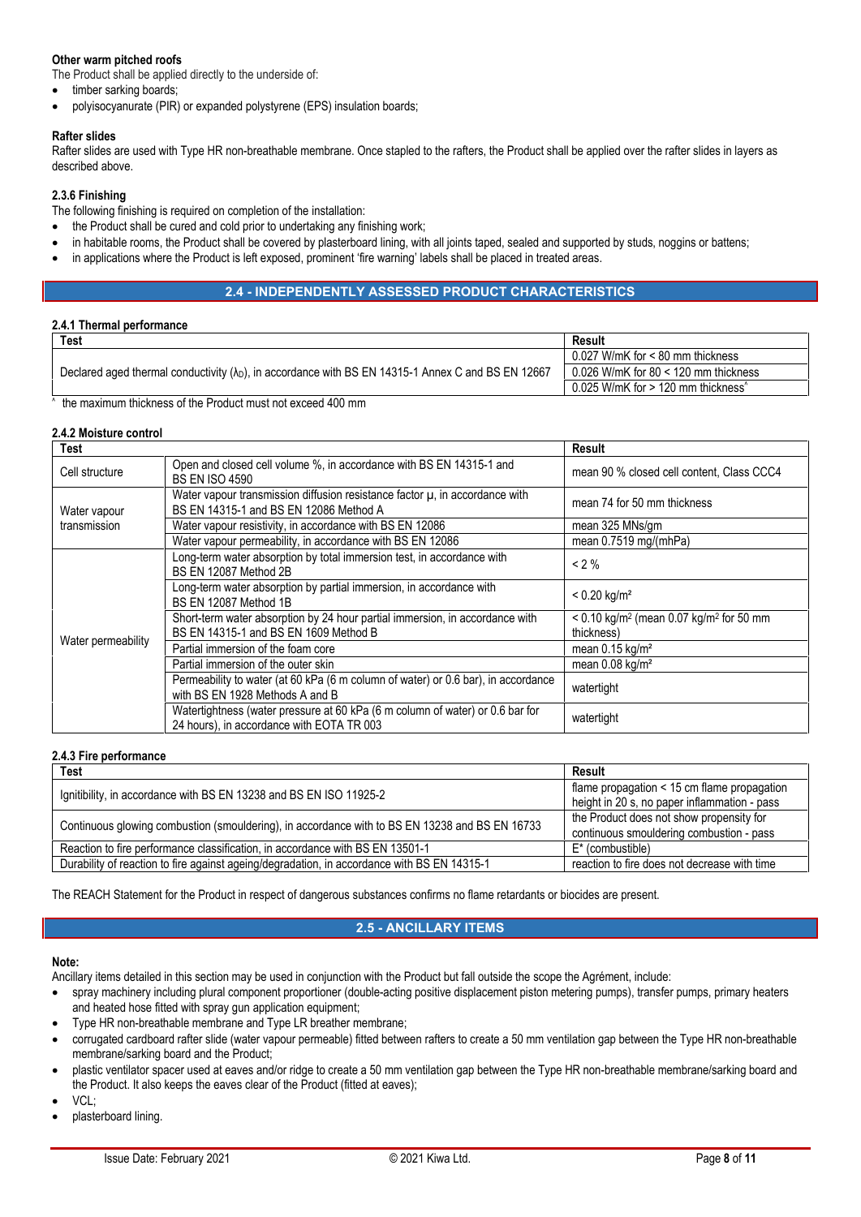**Other warm pitched roofs**

The Product shall be applied directly to the underside of:

- timber sarking boards;
- polyisocyanurate (PIR) or expanded polystyrene (EPS) insulation boards;

**Rafter slides**

Rafter slides are used with Type HR non-breathable membrane. Once stapled to the rafters, the Product shall be applied over the rafter slides in layers as described above.

**2.3.6 Finishing**

The following finishing is required on completion of the installation:

- the Product shall be cured and cold prior to undertaking any finishing work;
- in habitable rooms, the Product shall be covered by plasterboard lining, with all joints taped, sealed and supported by studs, noggins or battens;
- in applications where the Product is left exposed, prominent 'fire warning' labels shall be placed in treated areas.

## 2.4 - INDEPENDENTLY ASSESSED PRODUCT CHARACTERISTICS

**2.4.1 Thermal performance**

| Test | Result |
| --- | --- |
| Declared aged thermal conductivity ($\lambda_D$), in accordance with BS EN 14315-1 Annex C and BS EN 12667 | 0.027 W/mK for < 80 mm thickness |
| | 0.026 W/mK for 80 < 120 mm thickness |
| | 0.025 W/mK for > 120 mm thickness^ |

^ the maximum thickness of the Product must not exceed 400 mm

**2.4.2 Moisture control**

| Test | | Result |
| --- | --- | --- |
| Cell structure | Open and closed cell volume %, in accordance with BS EN 14315-1 and BS EN ISO 4590 | mean 90 % closed cell content, Class CCC4 |
| Water vapour transmission | Water vapour transmission diffusion resistance factor μ, in accordance with BS EN 14315-1 and BS EN 12086 Method A | mean 74 for 50 mm thickness |
| | Water vapour resistivity, in accordance with BS EN 12086 | mean 325 MNs/gm |
| | Water vapour permeability, in accordance with BS EN 12086 | mean 0.7519 mg/(mhPa) |
| Water permeability | Long-term water absorption by total immersion test, in accordance with BS EN 12087 Method 2B | < 2 % |
| | Long-term water absorption by partial immersion, in accordance with BS EN 12087 Method 1B | < 0.20 kg/m² |
| | Short-term water absorption by 24 hour partial immersion, in accordance with BS EN 14315-1 and BS EN 1609 Method B | < 0.10 kg/m² (mean 0.07 kg/m² for 50 mm thickness) |
| | Partial immersion of the foam core | mean 0.15 kg/m² |
| | Partial immersion of the outer skin | mean 0.08 kg/m² |
| | Permeability to water (at 60 kPa (6 m column of water) or 0.6 bar), in accordance with BS EN 1928 Methods A and B | watertight |
| | Watertightness (water pressure at 60 kPa (6 m column of water) or 0.6 bar for 24 hours), in accordance with EOTA TR 003 | watertight |

**2.4.3 Fire performance**

| Test | Result |
| --- | --- |
| Ignitibility, in accordance with BS EN 13238 and BS EN ISO 11925-2 | flame propagation < 15 cm flame propagation height in 20 s, no paper inflammation - pass |
| Continuous glowing combustion (smouldering), in accordance with to BS EN 13238 and BS EN 16733 | the Product does not show propensity for continuous smouldering combustion - pass |
| Reaction to fire performance classification, in accordance with BS EN 13501-1 | E* (combustible) |
| Durability of reaction to fire against ageing/degradation, in accordance with BS EN 14315-1 | reaction to fire does not decrease with time |

The REACH Statement for the Product in respect of dangerous substances confirms no flame retardants or biocides are present.

## 2.5 - ANCILLARY ITEMS

**Note:**

Ancillary items detailed in this section may be used in conjunction with the Product but fall outside the scope the Agrément, include:

- spray machinery including plural component proportioner (double-acting positive displacement piston metering pumps), transfer pumps, primary heaters and heated hose fitted with spray gun application equipment;
- Type HR non-breathable membrane and Type LR breather membrane;
- corrugated cardboard rafter slide (water vapour permeable) fitted between rafters to create a 50 mm ventilation gap between the Type HR non-breathable membrane/sarking board and the Product;
- plastic ventilator spacer used at eaves and/or ridge to create a 50 mm ventilation gap between the Type HR non-breathable membrane/sarking board and the Product. It also keeps the eaves clear of the Product (fitted at eaves);
- VCL;
- plasterboard lining.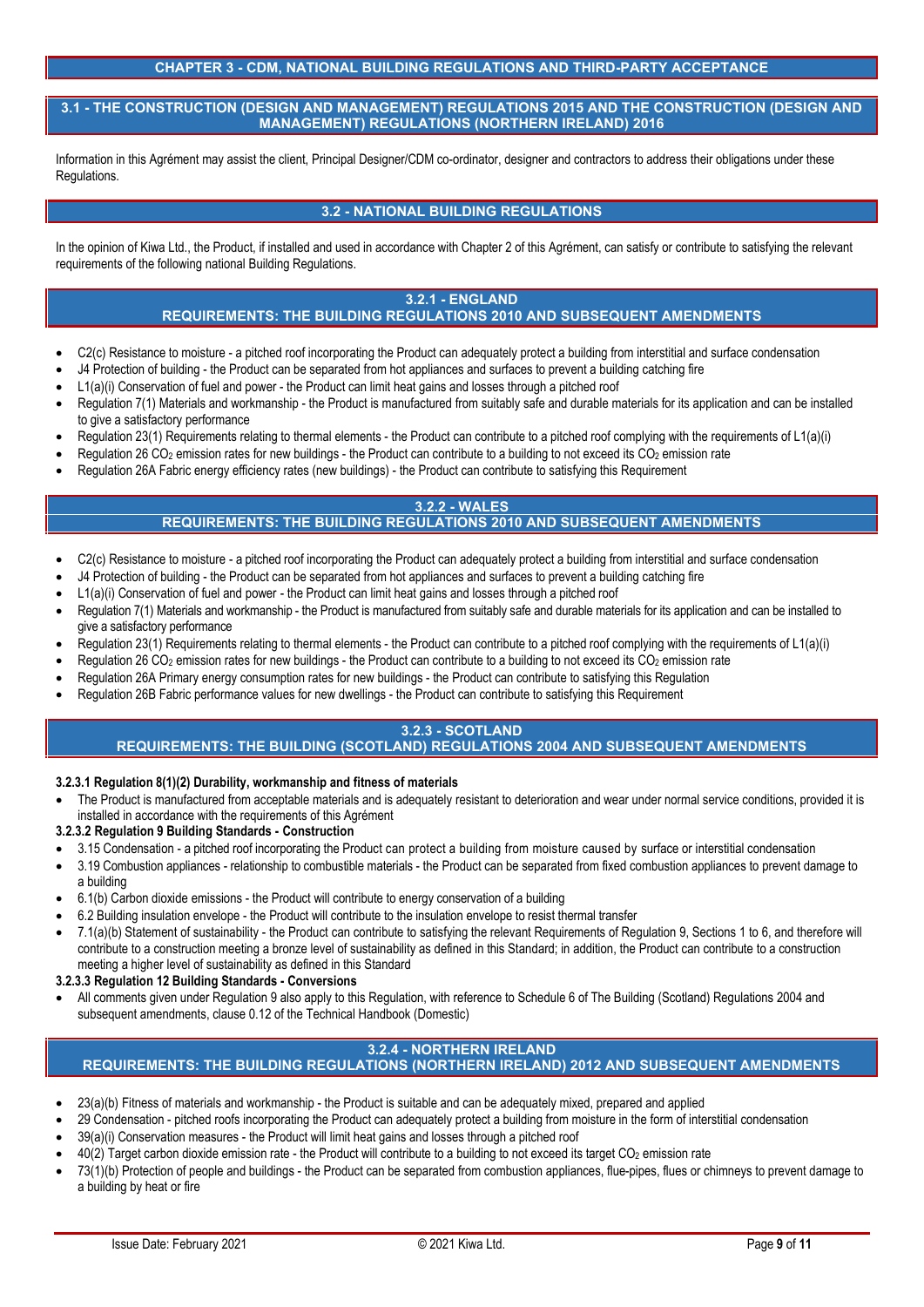# CHAPTER 3 - CDM, NATIONAL BUILDING REGULATIONS AND THIRD-PARTY ACCEPTANCE

## 3.1 - THE CONSTRUCTION (DESIGN AND MANAGEMENT) REGULATIONS 2015 AND THE CONSTRUCTION (DESIGN AND MANAGEMENT) REGULATIONS (NORTHERN IRELAND) 2016

Information in this Agrément may assist the client, Principal Designer/CDM co-ordinator, designer and contractors to address their obligations under these Regulations.

## 3.2 - NATIONAL BUILDING REGULATIONS

In the opinion of Kiwa Ltd., the Product, if installed and used in accordance with Chapter 2 of this Agrément, can satisfy or contribute to satisfying the relevant requirements of the following national Building Regulations.

### 3.2.1 - ENGLAND
### REQUIREMENTS: THE BUILDING REGULATIONS 2010 AND SUBSEQUENT AMENDMENTS

- C2(c) Resistance to moisture - a pitched roof incorporating the Product can adequately protect a building from interstitial and surface condensation
- J4 Protection of building - the Product can be separated from hot appliances and surfaces to prevent a building catching fire
- L1(a)(i) Conservation of fuel and power - the Product can limit heat gains and losses through a pitched roof
- Regulation 7(1) Materials and workmanship - the Product is manufactured from suitably safe and durable materials for its application and can be installed to give a satisfactory performance
- Regulation 23(1) Requirements relating to thermal elements - the Product can contribute to a pitched roof complying with the requirements of L1(a)(i)
- Regulation 26 $CO_2$ emission rates for new buildings - the Product can contribute to a building to not exceed its $CO_2$ emission rate
- Regulation 26A Fabric energy efficiency rates (new buildings) - the Product can contribute to satisfying this Requirement

### 3.2.2 - WALES
### REQUIREMENTS: THE BUILDING REGULATIONS 2010 AND SUBSEQUENT AMENDMENTS

- C2(c) Resistance to moisture - a pitched roof incorporating the Product can adequately protect a building from interstitial and surface condensation
- J4 Protection of building - the Product can be separated from hot appliances and surfaces to prevent a building catching fire
- L1(a)(i) Conservation of fuel and power - the Product can limit heat gains and losses through a pitched roof
- Regulation 7(1) Materials and workmanship - the Product is manufactured from suitably safe and durable materials for its application and can be installed to give a satisfactory performance
- Regulation 23(1) Requirements relating to thermal elements - the Product can contribute to a pitched roof complying with the requirements of L1(a)(i)
- Regulation 26 $CO_2$ emission rates for new buildings - the Product can contribute to a building to not exceed its $CO_2$ emission rate
- Regulation 26A Primary energy consumption rates for new buildings - the Product can contribute to satisfying this Regulation
- Regulation 26B Fabric performance values for new dwellings - the Product can contribute to satisfying this Requirement

### 3.2.3 - SCOTLAND
### REQUIREMENTS: THE BUILDING (SCOTLAND) REGULATIONS 2004 AND SUBSEQUENT AMENDMENTS

**3.2.3.1 Regulation 8(1)(2) Durability, workmanship and fitness of materials**

- The Product is manufactured from acceptable materials and is adequately resistant to deterioration and wear under normal service conditions, provided it is installed in accordance with the requirements of this Agrément

**3.2.3.2 Regulation 9 Building Standards - Construction**

- 3.15 Condensation - a pitched roof incorporating the Product can protect a building from moisture caused by surface or interstitial condensation
- 3.19 Combustion appliances - relationship to combustible materials - the Product can be separated from fixed combustion appliances to prevent damage to a building
- 6.1(b) Carbon dioxide emissions - the Product will contribute to energy conservation of a building
- 6.2 Building insulation envelope - the Product will contribute to the insulation envelope to resist thermal transfer
- 7.1(a)(b) Statement of sustainability - the Product can contribute to satisfying the relevant Requirements of Regulation 9, Sections 1 to 6, and therefore will contribute to a construction meeting a bronze level of sustainability as defined in this Standard; in addition, the Product can contribute to a construction meeting a higher level of sustainability as defined in this Standard

**3.2.3.3 Regulation 12 Building Standards - Conversions**

- All comments given under Regulation 9 also apply to this Regulation, with reference to Schedule 6 of The Building (Scotland) Regulations 2004 and subsequent amendments, clause 0.12 of the Technical Handbook (Domestic)

### 3.2.4 - NORTHERN IRELAND
### REQUIREMENTS: THE BUILDING REGULATIONS (NORTHERN IRELAND) 2012 AND SUBSEQUENT AMENDMENTS

- 23(a)(b) Fitness of materials and workmanship - the Product is suitable and can be adequately mixed, prepared and applied
- 29 Condensation - pitched roofs incorporating the Product can adequately protect a building from moisture in the form of interstitial condensation
- 39(a)(i) Conservation measures - the Product will limit heat gains and losses through a pitched roof
- 40(2) Target carbon dioxide emission rate - the Product will contribute to a building to not exceed its target $CO_2$ emission rate
- 73(1)(b) Protection of people and buildings - the Product can be separated from combustion appliances, flue-pipes, flues or chimneys to prevent damage to a building by heat or fire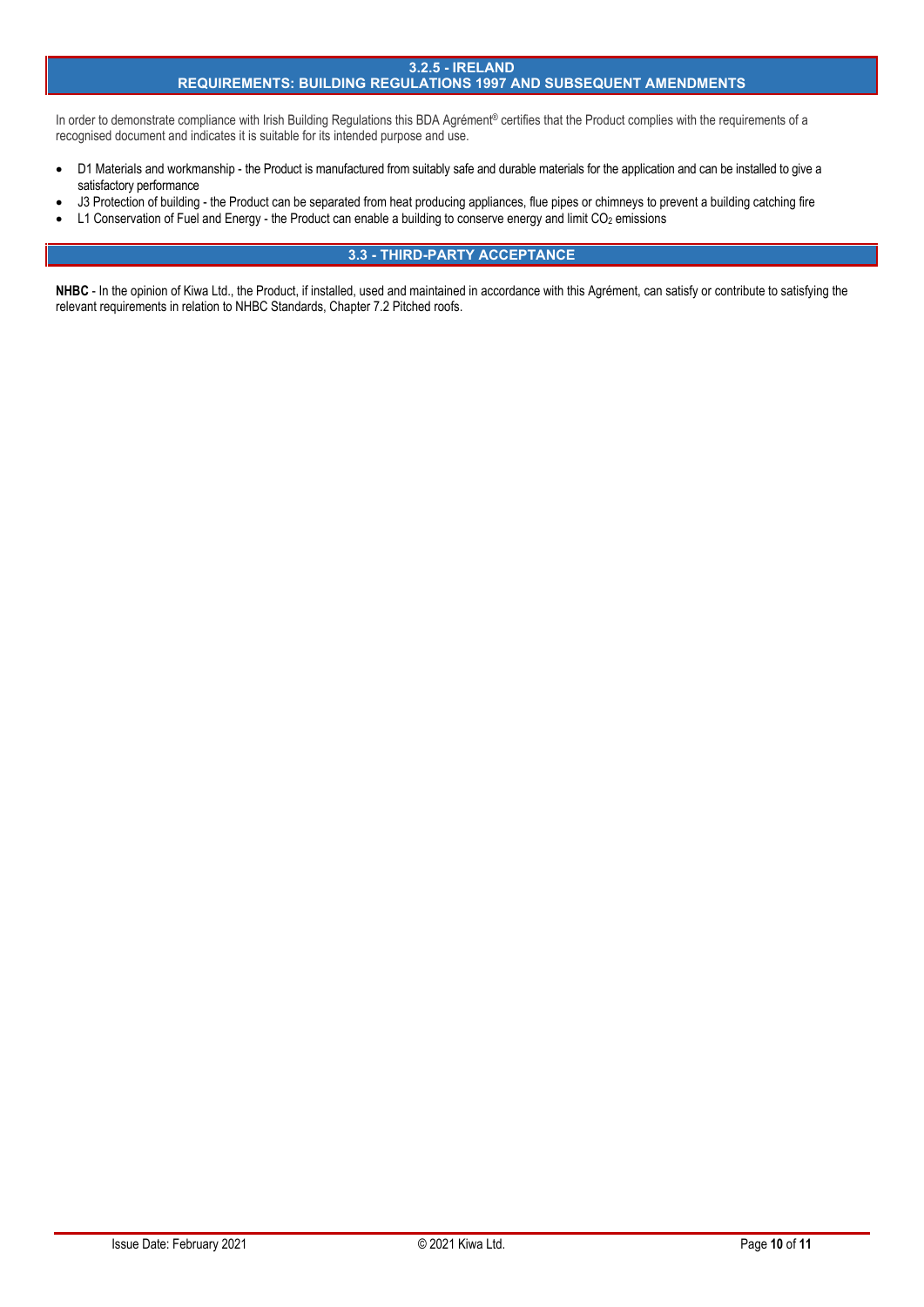## 3.2.5 - IRELAND
## REQUIREMENTS: BUILDING REGULATIONS 1997 AND SUBSEQUENT AMENDMENTS

In order to demonstrate compliance with Irish Building Regulations this BDA Agrément® certifies that the Product complies with the requirements of a recognised document and indicates it is suitable for its intended purpose and use.

- D1 Materials and workmanship - the Product is manufactured from suitably safe and durable materials for the application and can be installed to give a satisfactory performance
- J3 Protection of building - the Product can be separated from heat producing appliances, flue pipes or chimneys to prevent a building catching fire
- L1 Conservation of Fuel and Energy - the Product can enable a building to conserve energy and limit $CO_2$ emissions

## 3.3 - THIRD-PARTY ACCEPTANCE

**NHBC** - In the opinion of Kiwa Ltd., the Product, if installed, used and maintained in accordance with this Agrément, can satisfy or contribute to satisfying the relevant requirements in relation to NHBC Standards, Chapter 7.2 Pitched roofs.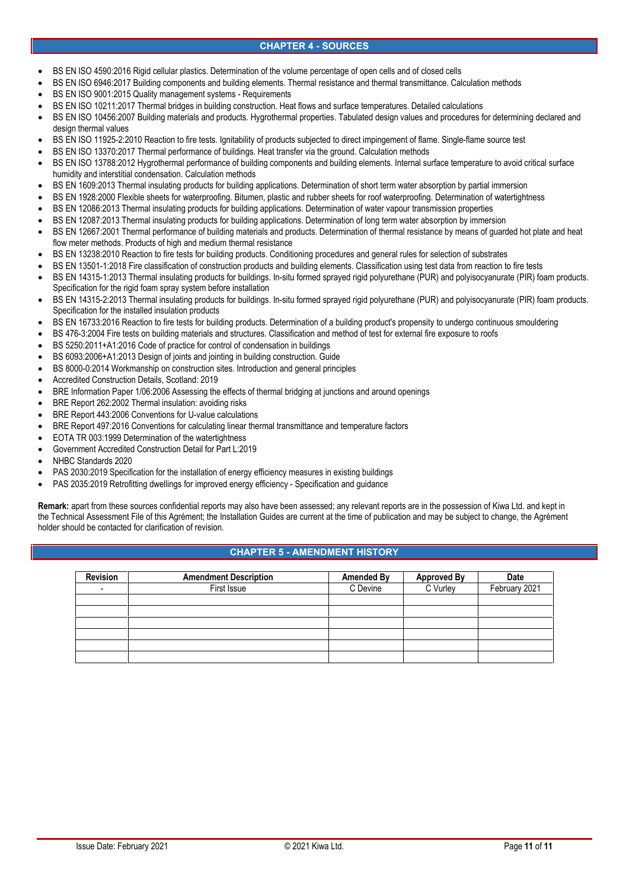## CHAPTER 4 - SOURCES

- BS EN ISO 4590:2016 Rigid cellular plastics. Determination of the volume percentage of open cells and of closed cells
- BS EN ISO 6946:2017 Building components and building elements. Thermal resistance and thermal transmittance. Calculation methods
- BS EN ISO 9001:2015 Quality management systems - Requirements
- BS EN ISO 10211:2017 Thermal bridges in building construction. Heat flows and surface temperatures. Detailed calculations
- BS EN ISO 10456:2007 Building materials and products. Hygrothermal properties. Tabulated design values and procedures for determining declared and design thermal values
- BS EN ISO 11925-2:2010 Reaction to fire tests. Ignitability of products subjected to direct impingement of flame. Single-flame source test
- BS EN ISO 13370:2017 Thermal performance of buildings. Heat transfer via the ground. Calculation methods
- BS EN ISO 13788:2012 Hygrothermal performance of building components and building elements. Internal surface temperature to avoid critical surface humidity and interstitial condensation. Calculation methods
- BS EN 1609:2013 Thermal insulating products for building applications. Determination of short term water absorption by partial immersion
- BS EN 1928:2000 Flexible sheets for waterproofing. Bitumen, plastic and rubber sheets for roof waterproofing. Determination of watertightness
- BS EN 12086:2013 Thermal insulating products for building applications. Determination of water vapour transmission properties
- BS EN 12087:2013 Thermal insulating products for building applications. Determination of long term water absorption by immersion
- BS EN 12667:2001 Thermal performance of building materials and products. Determination of thermal resistance by means of guarded hot plate and heat flow meter methods. Products of high and medium thermal resistance
- BS EN 13238:2010 Reaction to fire tests for building products. Conditioning procedures and general rules for selection of substrates
- BS EN 13501-1:2018 Fire classification of construction products and building elements. Classification using test data from reaction to fire tests
- BS EN 14315-1:2013 Thermal insulating products for buildings. In-situ formed sprayed rigid polyurethane (PUR) and polyisocyanurate (PIR) foam products. Specification for the rigid foam spray system before installation
- BS EN 14315-2:2013 Thermal insulating products for buildings. In-situ formed sprayed rigid polyurethane (PUR) and polyisocyanurate (PIR) foam products. Specification for the installed insulation products
- BS EN 16733:2016 Reaction to fire tests for building products. Determination of a building product's propensity to undergo continuous smouldering
- BS 476-3:2004 Fire tests on building materials and structures. Classification and method of test for external fire exposure to roofs
- BS 5250:2011+A1:2016 Code of practice for control of condensation in buildings
- BS 6093:2006+A1:2013 Design of joints and jointing in building construction. Guide
- BS 8000-0:2014 Workmanship on construction sites. Introduction and general principles
- Accredited Construction Details, Scotland: 2019
- BRE Information Paper 1/06:2006 Assessing the effects of thermal bridging at junctions and around openings
- BRE Report 262:2002 Thermal insulation: avoiding risks
- BRE Report 443:2006 Conventions for U-value calculations
- BRE Report 497:2016 Conventions for calculating linear thermal transmittance and temperature factors
- EOTA TR 003:1999 Determination of the watertightness
- Government Accredited Construction Detail for Part L:2019
- NHBC Standards 2020
- PAS 2030:2019 Specification for the installation of energy efficiency measures in existing buildings
- PAS 2035:2019 Retrofitting dwellings for improved energy efficiency - Specification and guidance

**Remark:** apart from these sources confidential reports may also have been assessed; any relevant reports are in the possession of Kiwa Ltd. and kept in the Technical Assessment File of this Agrément; the Installation Guides are current at the time of publication and may be subject to change, the Agrément holder should be contacted for clarification of revision.

## CHAPTER 5 - AMENDMENT HISTORY

| Revision | Amendment Description | Amended By | Approved By | Date |
|---|---|---|---|---|
| - | First Issue | C Devine | C Vurley | February 2021 |
| | | | | |
| | | | | |
| | | | | |
| | | | | |
| | | | | |
| | | | | |